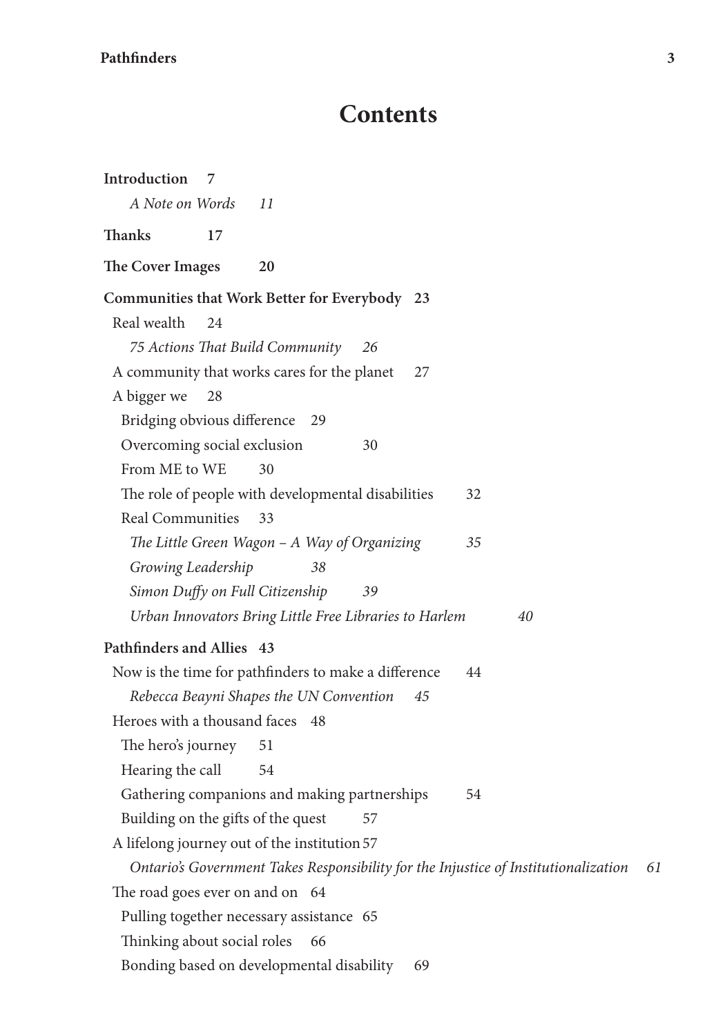# Contents

**Introduction** 7

*A Note on Words* 11

**Thanks** 17

**The Cover Images** 20

**Communities that Work Better for Everybody** 23

Real wealth 24

*75 Actions That Build Community* 26

A community that works cares for the planet 27

A bigger we 28

Bridging obvious difference 29

Overcoming social exclusion 30

From ME to WE 30

The role of people with developmental disabilities 32

Real Communities 33

*The Little Green Wagon – A Way of Organizing* 35

*Growing Leadership* 38

*Simon Duffy on Full Citizenship* 39

*Urban Innovators Bring Little Free Libraries to Harlem* 40

**Pathfinders and Allies** 43

Now is the time for pathfinders to make a difference 44

*Rebecca Beayni Shapes the UN Convention* 45

Heroes with a thousand faces 48

The hero's journey 51

Hearing the call 54

Gathering companions and making partnerships 54

Building on the gifts of the quest 57

A lifelong journey out of the institution 57

*Ontario's Government Takes Responsibility for the Injustice of Institutionalization* 61

The road goes ever on and on 64

Pulling together necessary assistance 65

Thinking about social roles 66

Bonding based on developmental disability 69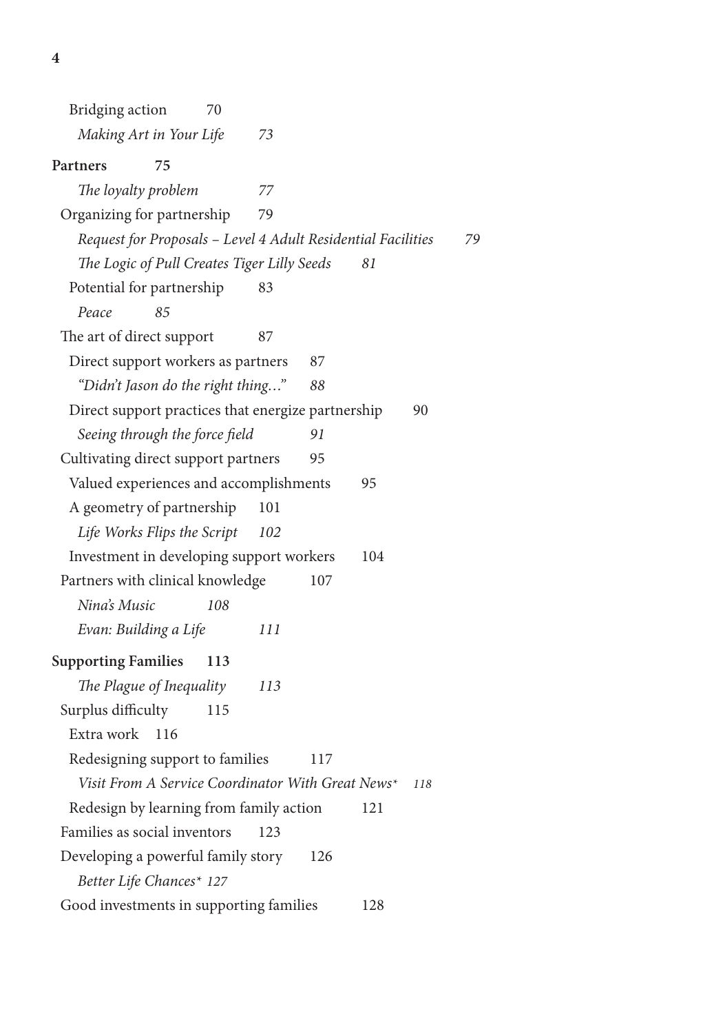Bridging action 70

*Making Art in Your Life 73*

**Partners 75**

*The loyalty problem 77*

Organizing for partnership 79

*Request for Proposals – Level 4 Adult Residential Facilities 79*

*The Logic of Pull Creates Tiger Lilly Seeds 81*

Potential for partnership 83

*Peace 85*

The art of direct support 87

Direct support workers as partners 87

*"Didn't Jason do the right thing…" 88*

Direct support practices that energize partnership 90

*Seeing through the force field 91*

Cultivating direct support partners 95

Valued experiences and accomplishments 95

A geometry of partnership 101

*Life Works Flips the Script 102*

Investment in developing support workers 104

Partners with clinical knowledge 107

*Nina's Music 108*

*Evan: Building a Life 111*

**Supporting Families 113**

*The Plague of Inequality 113*

Surplus difficulty 115

Extra work 116

Redesigning support to families 117

*Visit From A Service Coordinator With Great News* 118*

Redesign by learning from family action 121

Families as social inventors 123

Developing a powerful family story 126

*Better Life Chances* 127*

Good investments in supporting families 128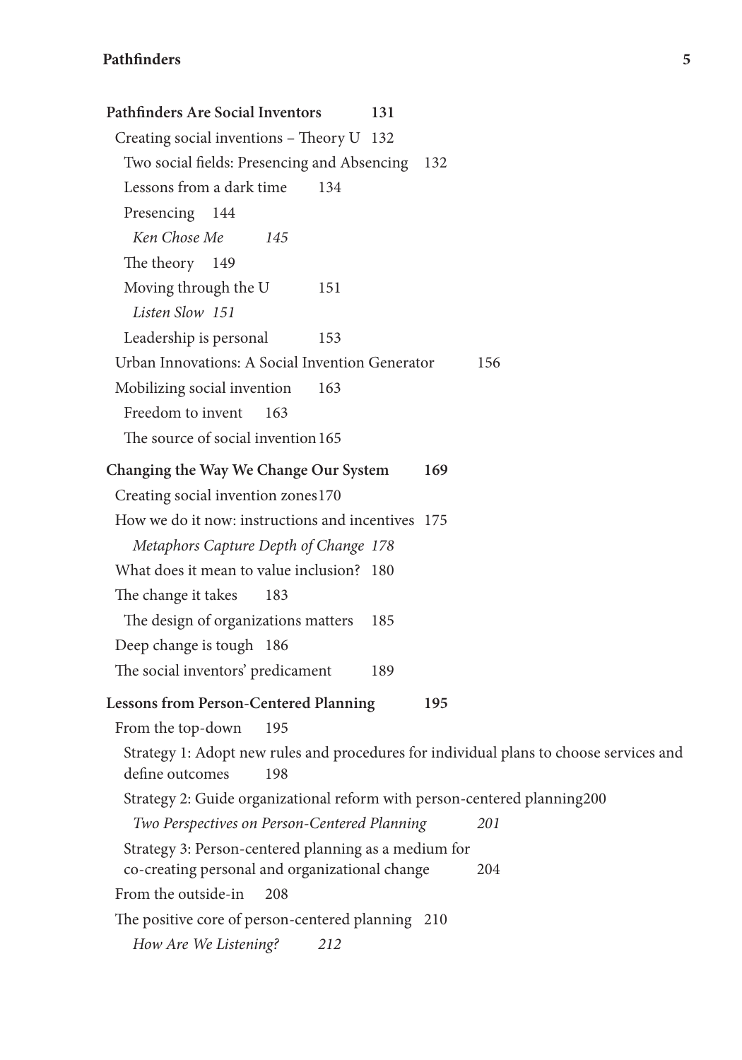**Pathfinders Are Social Inventors** 131

- Creating social inventions – Theory U 132
  - Two social fields: Presencing and Absencing 132
  - Lessons from a dark time 134
  - Presencing 144
    - *Ken Chose Me 145*
  - The theory 149
  - Moving through the U 151
    - *Listen Slow 151*
  - Leadership is personal 153
- Urban Innovations: A Social Invention Generator 156
- Mobilizing social invention 163
  - Freedom to invent 163
  - The source of social invention 165

**Changing the Way We Change Our System** 169

- Creating social invention zones 170
- How we do it now: instructions and incentives 175
  - *Metaphors Capture Depth of Change 178*
- What does it mean to value inclusion? 180
- The change it takes 183
  - The design of organizations matters 185
- Deep change is tough 186
- The social inventors' predicament 189

**Lessons from Person-Centered Planning** 195

- From the top-down 195
  - Strategy 1: Adopt new rules and procedures for individual plans to choose services and define outcomes 198
  - Strategy 2: Guide organizational reform with person-centered planning 200
    - *Two Perspectives on Person-Centered Planning 201*
  - Strategy 3: Person-centered planning as a medium for co-creating personal and organizational change 204
- From the outside-in 208
- The positive core of person-centered planning 210
  - *How Are We Listening? 212*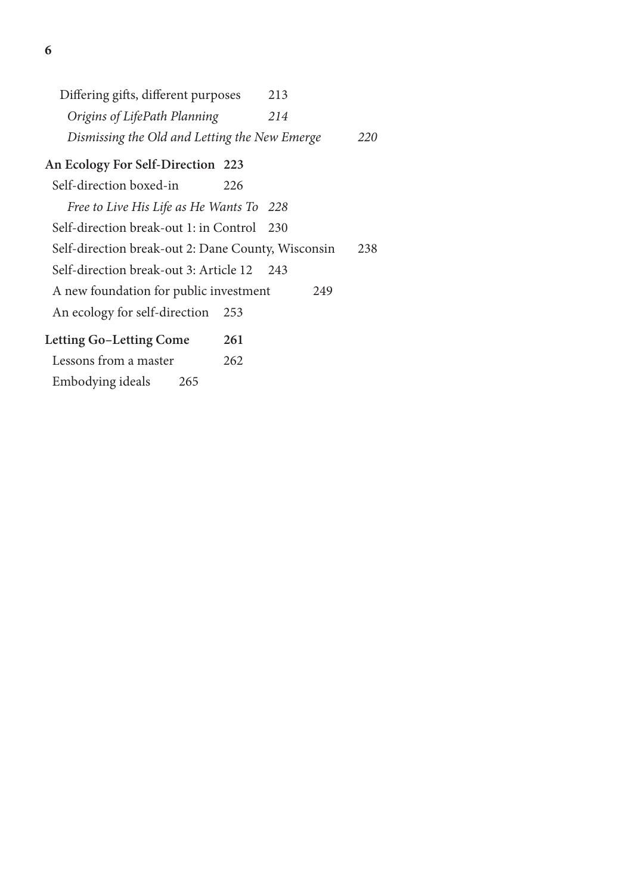Differing gifts, different purposes 213

*Origins of LifePath Planning 214*

*Dismissing the Old and Letting the New Emerge 220*

**An Ecology For Self-Direction 223**

Self-direction boxed-in 226

*Free to Live His Life as He Wants To 228*

Self-direction break-out 1: in Control 230

Self-direction break-out 2: Dane County, Wisconsin 238

Self-direction break-out 3: Article 12 243

A new foundation for public investment 249

An ecology for self-direction 253

**Letting Go–Letting Come 261**

Lessons from a master 262

Embodying ideals 265